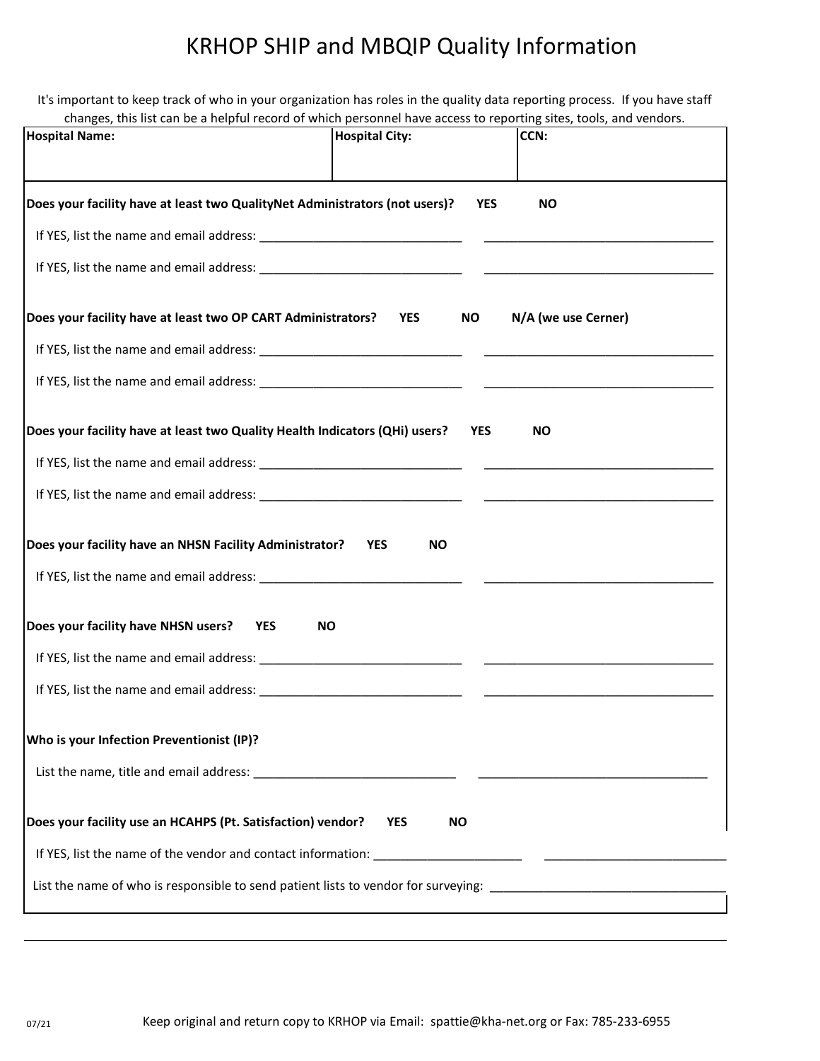# KRHOP SHIP and MBQIP Quality Information

It's important to keep track of who in your organization has roles in the quality data reporting process. If you have staff changes, this list can be a helpful record of which personnel have access to reporting sites, tools, and vendors.

| Hospital Name: | Hospital City: | CCN: |
|---|---|---|
| | | |

**Does your facility have at least two QualityNet Administrators (not users)?** **YES** **NO**

If YES, list the name and email address: ______________________________ ___________________________________

If YES, list the name and email address: ______________________________ ___________________________________

**Does your facility have at least two OP CART Administrators?** **YES** **NO** **N/A (we use Cerner)**

If YES, list the name and email address: ______________________________ ___________________________________

If YES, list the name and email address: ______________________________ ___________________________________

**Does your facility have at least two Quality Health Indicators (QHi) users?** **YES** **NO**

If YES, list the name and email address: ______________________________ ___________________________________

If YES, list the name and email address: ______________________________ ___________________________________

**Does your facility have an NHSN Facility Administrator?** **YES** **NO**

If YES, list the name and email address: ______________________________ ___________________________________

**Does your facility have NHSN users?** **YES** **NO**

If YES, list the name and email address: ______________________________ ___________________________________

If YES, list the name and email address: ______________________________ ___________________________________

**Who is your Infection Preventionist (IP)?**

List the name, title and email address: ______________________________ ___________________________________

**Does your facility use an HCAHPS (Pt. Satisfaction) vendor?** **YES** **NO**

If YES, list the name of the vendor and contact information: ______________________ ___________________________

List the name of who is responsible to send patient lists to vendor for surveying: ___________________________________

07/21

Keep original and return copy to KRHOP via Email: spattie@kha-net.org or Fax: 785-233-6955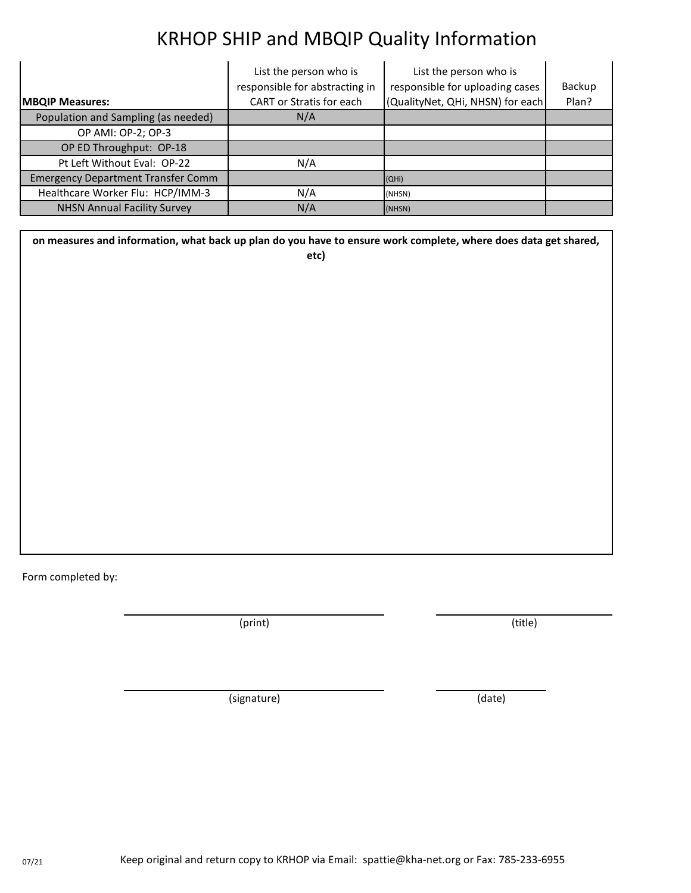# KRHOP SHIP and MBQIP Quality Information

| MBQIP Measures: | List the person who is responsible for abstracting in CART or Stratis for each | List the person who is responsible for uploading cases (QualityNet, QHi, NHSN) for each | Backup Plan? |
|---|---|---|---|
| Population and Sampling (as needed) | N/A | | |
| OP AMI: OP-2; OP-3 | | | |
| OP ED Throughput: OP-18 | | | |
| Pt Left Without Eval: OP-22 | N/A | | |
| Emergency Department Transfer Comm | | (QHi) | |
| Healthcare Worker Flu: HCP/IMM-3 | N/A | (NHSN) | |
| NHSN Annual Facility Survey | N/A | (NHSN) | |

**on measures and information, what back up plan do you have to ensure work complete, where does data get shared, etc)**

Form completed by:

(print)

(title)

(signature)

(date)

07/21 Keep original and return copy to KRHOP via Email: spattie@kha-net.org or Fax: 785-233-6955